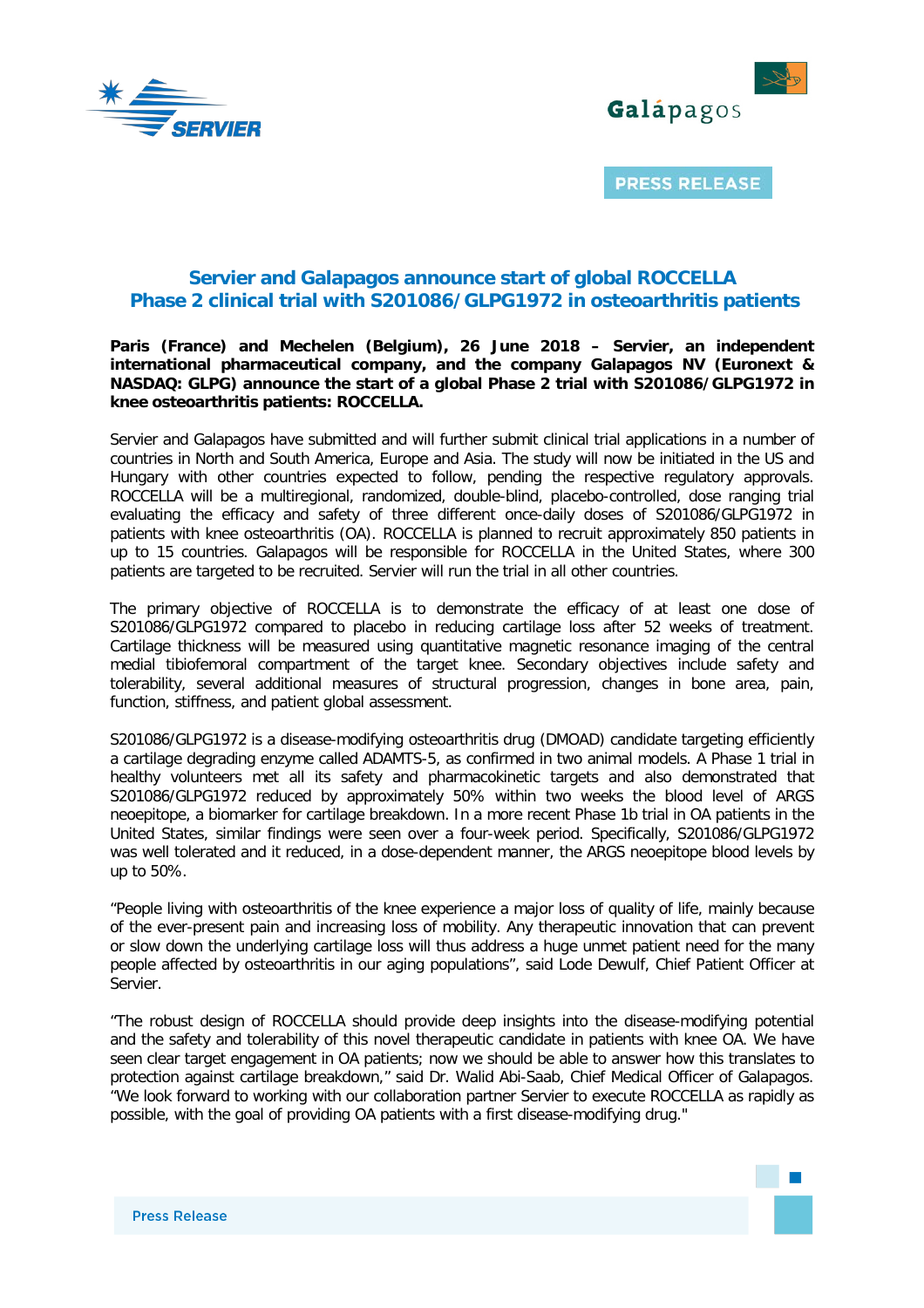PRESS RELEASE

# Servier and Galapagos announce start of global ROCCELLA Phase 2 clinical trial with S201086/GLPG1972 in osteoarthritis patients

**Paris (France) and Mechelen (Belgium), 26 June 2018 – Servier, an independent international pharmaceutical company, and the company Galapagos NV (Euronext & NASDAQ: GLPG) announce the start of a global Phase 2 trial with S201086/GLPG1972 in knee osteoarthritis patients: ROCCELLA.**

Servier and Galapagos have submitted and will further submit clinical trial applications in a number of countries in North and South America, Europe and Asia. The study will now be initiated in the US and Hungary with other countries expected to follow, pending the respective regulatory approvals. ROCCELLA will be a multiregional, randomized, double-blind, placebo-controlled, dose ranging trial evaluating the efficacy and safety of three different once-daily doses of S201086/GLPG1972 in patients with knee osteoarthritis (OA). ROCCELLA is planned to recruit approximately 850 patients in up to 15 countries. Galapagos will be responsible for ROCCELLA in the United States, where 300 patients are targeted to be recruited. Servier will run the trial in all other countries.

The primary objective of ROCCELLA is to demonstrate the efficacy of at least one dose of S201086/GLPG1972 compared to placebo in reducing cartilage loss after 52 weeks of treatment. Cartilage thickness will be measured using quantitative magnetic resonance imaging of the central medial tibiofemoral compartment of the target knee. Secondary objectives include safety and tolerability, several additional measures of structural progression, changes in bone area, pain, function, stiffness, and patient global assessment.

S201086/GLPG1972 is a disease-modifying osteoarthritis drug (DMOAD) candidate targeting efficiently a cartilage degrading enzyme called ADAMTS-5, as confirmed in two animal models. A Phase 1 trial in healthy volunteers met all its safety and pharmacokinetic targets and also demonstrated that S201086/GLPG1972 reduced by approximately 50% within two weeks the blood level of ARGS neoepitope, a biomarker for cartilage breakdown. In a more recent Phase 1b trial in OA patients in the United States, similar findings were seen over a four-week period. Specifically, S201086/GLPG1972 was well tolerated and it reduced, in a dose-dependent manner, the ARGS neoepitope blood levels by up to 50%.

"People living with osteoarthritis of the knee experience a major loss of quality of life, mainly because of the ever-present pain and increasing loss of mobility. Any therapeutic innovation that can prevent or slow down the underlying cartilage loss will thus address a huge unmet patient need for the many people affected by osteoarthritis in our aging populations", said Lode Dewulf, Chief Patient Officer at Servier.

"The robust design of ROCCELLA should provide deep insights into the disease-modifying potential and the safety and tolerability of this novel therapeutic candidate in patients with knee OA. We have seen clear target engagement in OA patients; now we should be able to answer how this translates to protection against cartilage breakdown," said Dr. Walid Abi-Saab, Chief Medical Officer of Galapagos. "We look forward to working with our collaboration partner Servier to execute ROCCELLA as rapidly as possible, with the goal of providing OA patients with a first disease-modifying drug."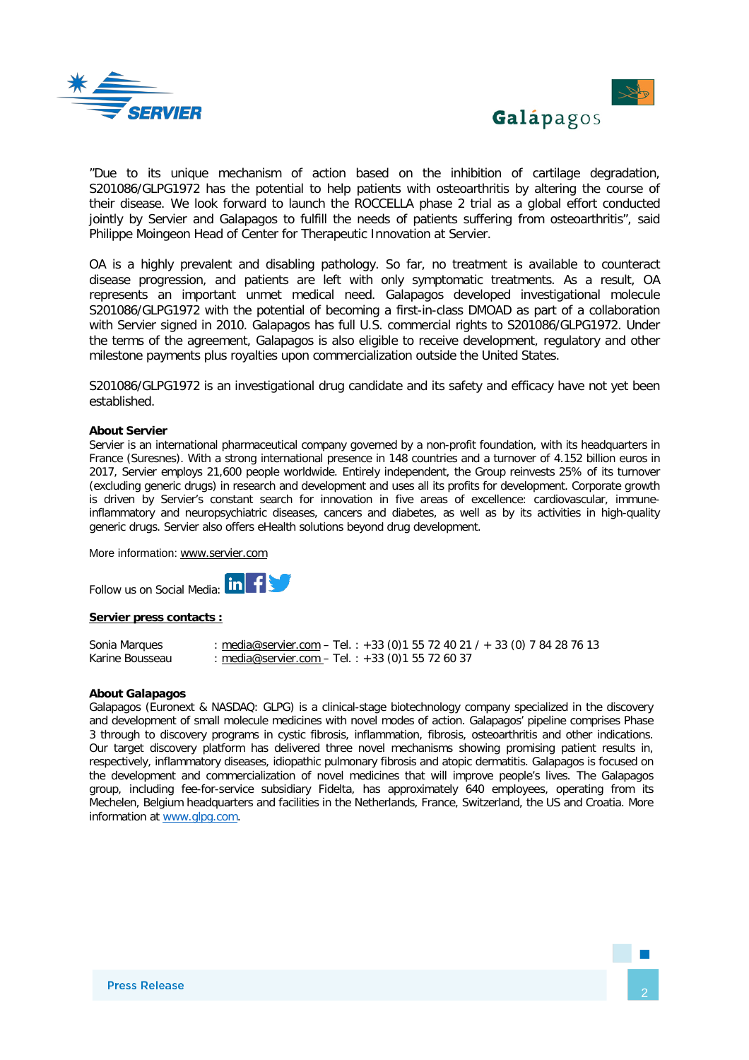"Due to its unique mechanism of action based on the inhibition of cartilage degradation, S201086/GLPG1972 has the potential to help patients with osteoarthritis by altering the course of their disease. We look forward to launch the ROCCELLA phase 2 trial as a global effort conducted jointly by Servier and Galapagos to fulfill the needs of patients suffering from osteoarthritis", said Philippe Moingeon Head of Center for Therapeutic Innovation at Servier.

OA is a highly prevalent and disabling pathology. So far, no treatment is available to counteract disease progression, and patients are left with only symptomatic treatments. As a result, OA represents an important unmet medical need. Galapagos developed investigational molecule S201086/GLPG1972 with the potential of becoming a first-in-class DMOAD as part of a collaboration with Servier signed in 2010. Galapagos has full U.S. commercial rights to S201086/GLPG1972. Under the terms of the agreement, Galapagos is also eligible to receive development, regulatory and other milestone payments plus royalties upon commercialization outside the United States.

S201086/GLPG1972 is an investigational drug candidate and its safety and efficacy have not yet been established.

**About Servier**

Servier is an international pharmaceutical company governed by a non-profit foundation, with its headquarters in France (Suresnes). With a strong international presence in 148 countries and a turnover of 4.152 billion euros in 2017, Servier employs 21,600 people worldwide. Entirely independent, the Group reinvests 25% of its turnover (excluding generic drugs) in research and development and uses all its profits for development. Corporate growth is driven by Servier's constant search for innovation in five areas of excellence: cardiovascular, immune-inflammatory and neuropsychiatric diseases, cancers and diabetes, as well as by its activities in high-quality generic drugs. Servier also offers eHealth solutions beyond drug development.

More information: www.servier.com

Follow us on Social Media:

**Servier press contacts :**

Sonia Marques : media@servier.com – Tel. : +33 (0)1 55 72 40 21 / + 33 (0) 7 84 28 76 13
Karine Bousseau : media@servier.com – Tel. : +33 (0)1 55 72 60 37

**About Galapagos**

Galapagos (Euronext & NASDAQ: GLPG) is a clinical-stage biotechnology company specialized in the discovery and development of small molecule medicines with novel modes of action. Galapagos' pipeline comprises Phase 3 through to discovery programs in cystic fibrosis, inflammation, fibrosis, osteoarthritis and other indications. Our target discovery platform has delivered three novel mechanisms showing promising patient results in, respectively, inflammatory diseases, idiopathic pulmonary fibrosis and atopic dermatitis. Galapagos is focused on the development and commercialization of novel medicines that will improve people's lives. The Galapagos group, including fee-for-service subsidiary Fidelta, has approximately 640 employees, operating from its Mechelen, Belgium headquarters and facilities in the Netherlands, France, Switzerland, the US and Croatia. More information at www.glpg.com.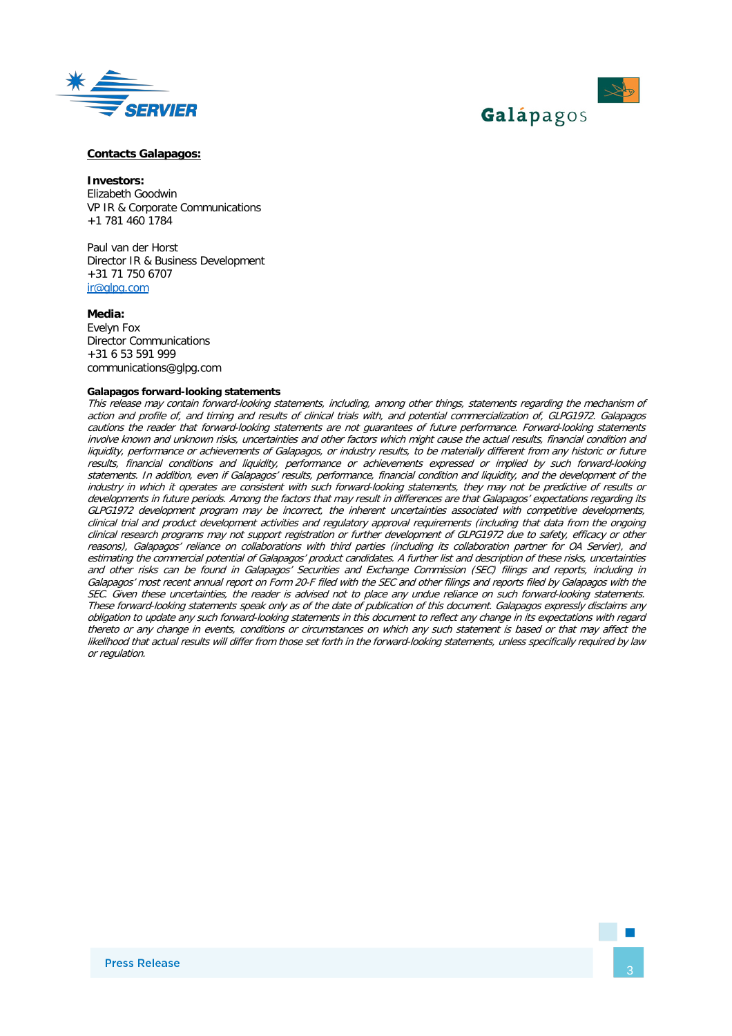**Contacts Galapagos:**

**Investors:**
Elizabeth Goodwin
VP IR & Corporate Communications
+1 781 460 1784

Paul van der Horst
Director IR & Business Development
+31 71 750 6707
ir@glpg.com

**Media:**
Evelyn Fox
Director Communications
+31 6 53 591 999
communications@glpg.com

**Galapagos forward-looking statements**

*This release may contain forward-looking statements, including, among other things, statements regarding the mechanism of action and profile of, and timing and results of clinical trials with, and potential commercialization of, GLPG1972. Galapagos cautions the reader that forward-looking statements are not guarantees of future performance. Forward-looking statements involve known and unknown risks, uncertainties and other factors which might cause the actual results, financial condition and liquidity, performance or achievements of Galapagos, or industry results, to be materially different from any historic or future results, financial conditions and liquidity, performance or achievements expressed or implied by such forward-looking statements. In addition, even if Galapagos' results, performance, financial condition and liquidity, and the development of the industry in which it operates are consistent with such forward-looking statements, they may not be predictive of results or developments in future periods. Among the factors that may result in differences are that Galapagos' expectations regarding its GLPG1972 development program may be incorrect, the inherent uncertainties associated with competitive developments, clinical trial and product development activities and regulatory approval requirements (including that data from the ongoing clinical research programs may not support registration or further development of GLPG1972 due to safety, efficacy or other reasons), Galapagos' reliance on collaborations with third parties (including its collaboration partner for OA Servier), and estimating the commercial potential of Galapagos' product candidates. A further list and description of these risks, uncertainties and other risks can be found in Galapagos' Securities and Exchange Commission (SEC) filings and reports, including in Galapagos' most recent annual report on Form 20-F filed with the SEC and other filings and reports filed by Galapagos with the SEC. Given these uncertainties, the reader is advised not to place any undue reliance on such forward-looking statements. These forward-looking statements speak only as of the date of publication of this document. Galapagos expressly disclaims any obligation to update any such forward-looking statements in this document to reflect any change in its expectations with regard thereto or any change in events, conditions or circumstances on which any such statement is based or that may affect the likelihood that actual results will differ from those set forth in the forward-looking statements, unless specifically required by law or regulation.*